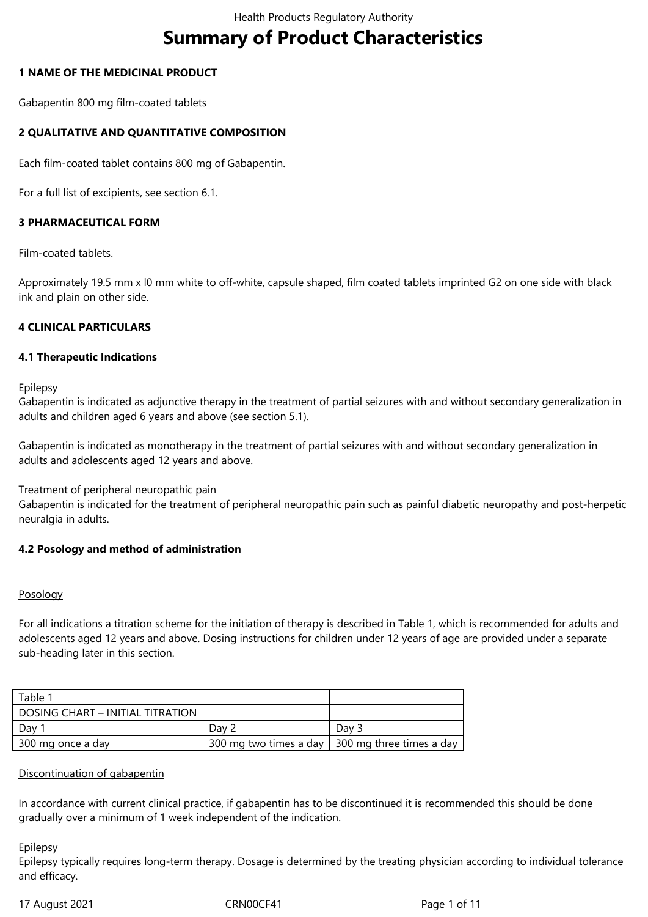# Summary of Product Characteristics

## 1 NAME OF THE MEDICINAL PRODUCT

Gabapentin 800 mg film-coated tablets

## 2 QUALITATIVE AND QUANTITATIVE COMPOSITION

Each film-coated tablet contains 800 mg of Gabapentin.

For a full list of excipients, see section 6.1.

## 3 PHARMACEUTICAL FORM

Film-coated tablets.

Approximately 19.5 mm x l0 mm white to off-white, capsule shaped, film coated tablets imprinted G2 on one side with black ink and plain on other side.

## 4 CLINICAL PARTICULARS

### 4.1 Therapeutic Indications

Epilepsy

Gabapentin is indicated as adjunctive therapy in the treatment of partial seizures with and without secondary generalization in adults and children aged 6 years and above (see section 5.1).

Gabapentin is indicated as monotherapy in the treatment of partial seizures with and without secondary generalization in adults and adolescents aged 12 years and above.

Treatment of peripheral neuropathic pain

Gabapentin is indicated for the treatment of peripheral neuropathic pain such as painful diabetic neuropathy and post-herpetic neuralgia in adults.

### 4.2 Posology and method of administration

Posology

For all indications a titration scheme for the initiation of therapy is described in Table 1, which is recommended for adults and adolescents aged 12 years and above. Dosing instructions for children under 12 years of age are provided under a separate sub-heading later in this section.

| Table 1 | | |
|---|---|---|
| DOSING CHART – INITIAL TITRATION | | |
| Day 1 | Day 2 | Day 3 |
| 300 mg once a day | 300 mg two times a day | 300 mg three times a day |

Discontinuation of gabapentin

In accordance with current clinical practice, if gabapentin has to be discontinued it is recommended this should be done gradually over a minimum of 1 week independent of the indication.

Epilepsy

Epilepsy typically requires long-term therapy. Dosage is determined by the treating physician according to individual tolerance and efficacy.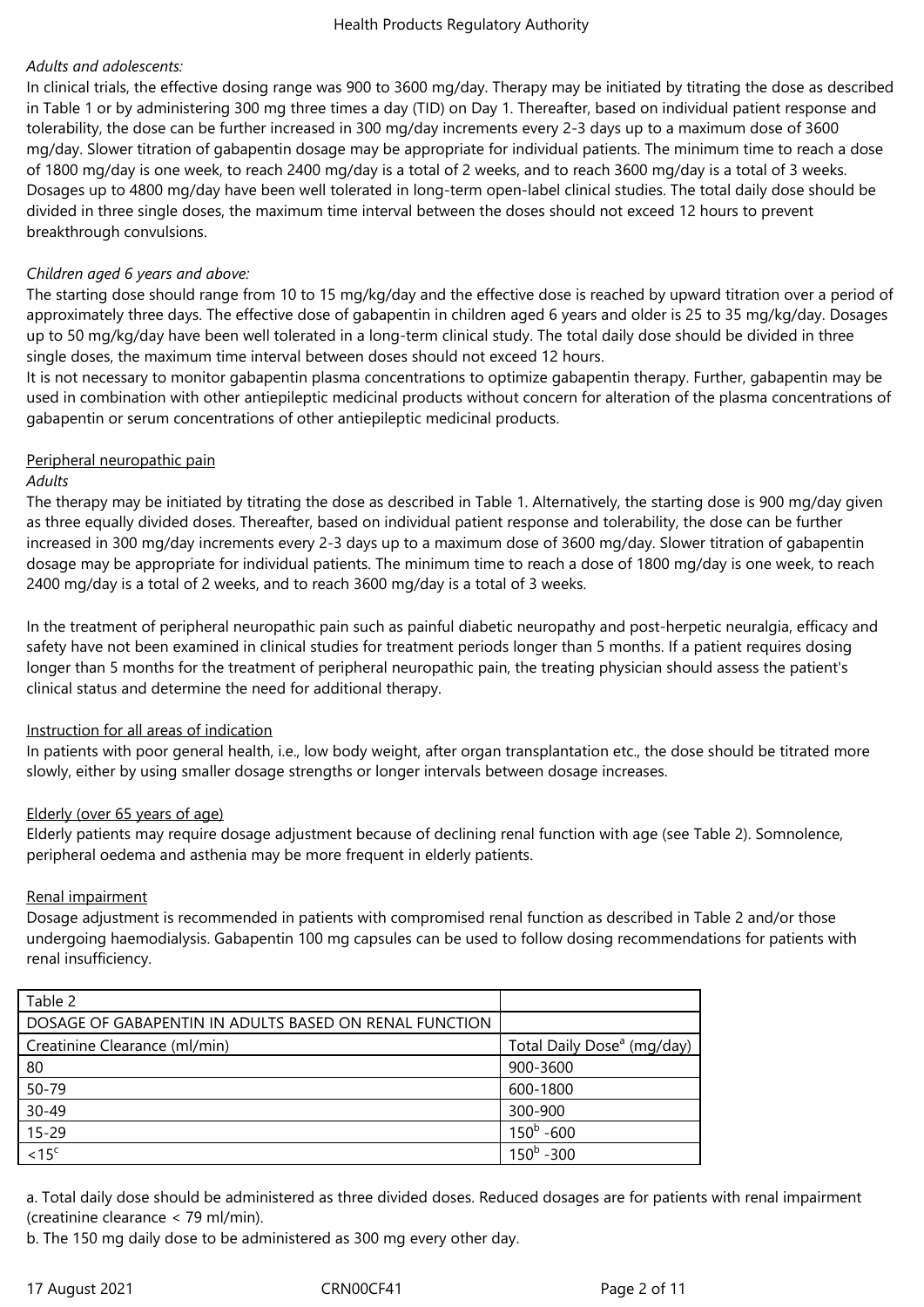*Adults and adolescents:*

In clinical trials, the effective dosing range was 900 to 3600 mg/day. Therapy may be initiated by titrating the dose as described in Table 1 or by administering 300 mg three times a day (TID) on Day 1. Thereafter, based on individual patient response and tolerability, the dose can be further increased in 300 mg/day increments every 2-3 days up to a maximum dose of 3600 mg/day. Slower titration of gabapentin dosage may be appropriate for individual patients. The minimum time to reach a dose of 1800 mg/day is one week, to reach 2400 mg/day is a total of 2 weeks, and to reach 3600 mg/day is a total of 3 weeks. Dosages up to 4800 mg/day have been well tolerated in long-term open-label clinical studies. The total daily dose should be divided in three single doses, the maximum time interval between the doses should not exceed 12 hours to prevent breakthrough convulsions.

*Children aged 6 years and above:*

The starting dose should range from 10 to 15 mg/kg/day and the effective dose is reached by upward titration over a period of approximately three days. The effective dose of gabapentin in children aged 6 years and older is 25 to 35 mg/kg/day. Dosages up to 50 mg/kg/day have been well tolerated in a long-term clinical study. The total daily dose should be divided in three single doses, the maximum time interval between doses should not exceed 12 hours.

It is not necessary to monitor gabapentin plasma concentrations to optimize gabapentin therapy. Further, gabapentin may be used in combination with other antiepileptic medicinal products without concern for alteration of the plasma concentrations of gabapentin or serum concentrations of other antiepileptic medicinal products.

Peripheral neuropathic pain

*Adults*

The therapy may be initiated by titrating the dose as described in Table 1. Alternatively, the starting dose is 900 mg/day given as three equally divided doses. Thereafter, based on individual patient response and tolerability, the dose can be further increased in 300 mg/day increments every 2-3 days up to a maximum dose of 3600 mg/day. Slower titration of gabapentin dosage may be appropriate for individual patients. The minimum time to reach a dose of 1800 mg/day is one week, to reach 2400 mg/day is a total of 2 weeks, and to reach 3600 mg/day is a total of 3 weeks.

In the treatment of peripheral neuropathic pain such as painful diabetic neuropathy and post-herpetic neuralgia, efficacy and safety have not been examined in clinical studies for treatment periods longer than 5 months. If a patient requires dosing longer than 5 months for the treatment of peripheral neuropathic pain, the treating physician should assess the patient's clinical status and determine the need for additional therapy.

Instruction for all areas of indication

In patients with poor general health, i.e., low body weight, after organ transplantation etc., the dose should be titrated more slowly, either by using smaller dosage strengths or longer intervals between dosage increases.

Elderly (over 65 years of age)

Elderly patients may require dosage adjustment because of declining renal function with age (see Table 2). Somnolence, peripheral oedema and asthenia may be more frequent in elderly patients.

Renal impairment

Dosage adjustment is recommended in patients with compromised renal function as described in Table 2 and/or those undergoing haemodialysis. Gabapentin 100 mg capsules can be used to follow dosing recommendations for patients with renal insufficiency.

| Table 2 | |
|---|---|
| DOSAGE OF GABAPENTIN IN ADULTS BASED ON RENAL FUNCTION | |
| Creatinine Clearance (ml/min) | Total Daily Dose[a] (mg/day) |
| 80 | 900-3600 |
| 50-79 | 600-1800 |
| 30-49 | 300-900 |
| 15-29 | 150[b] -600 |
| <15[c] | 150[b] -300 |

a. Total daily dose should be administered as three divided doses. Reduced dosages are for patients with renal impairment (creatinine clearance < 79 ml/min).

b. The 150 mg daily dose to be administered as 300 mg every other day.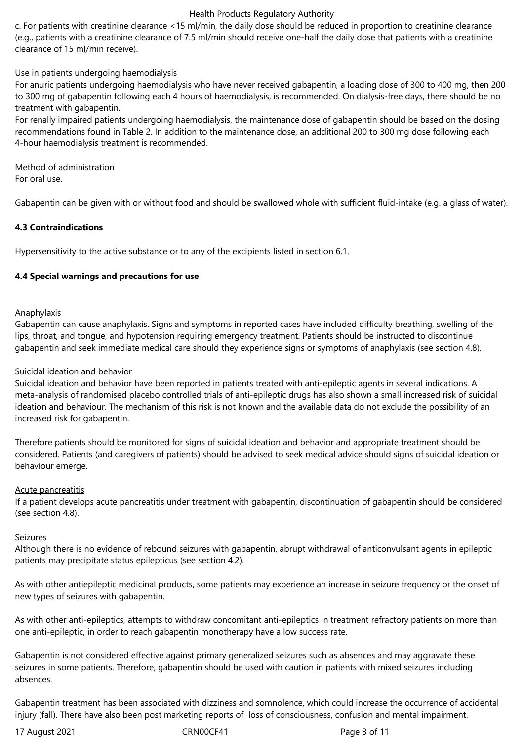c. For patients with creatinine clearance <15 ml/min, the daily dose should be reduced in proportion to creatinine clearance (e.g., patients with a creatinine clearance of 7.5 ml/min should receive one-half the daily dose that patients with a creatinine clearance of 15 ml/min receive).

Use in patients undergoing haemodialysis

For anuric patients undergoing haemodialysis who have never received gabapentin, a loading dose of 300 to 400 mg, then 200 to 300 mg of gabapentin following each 4 hours of haemodialysis, is recommended. On dialysis-free days, there should be no treatment with gabapentin.

For renally impaired patients undergoing haemodialysis, the maintenance dose of gabapentin should be based on the dosing recommendations found in Table 2. In addition to the maintenance dose, an additional 200 to 300 mg dose following each 4-hour haemodialysis treatment is recommended.

Method of administration

For oral use.

Gabapentin can be given with or without food and should be swallowed whole with sufficient fluid-intake (e.g. a glass of water).

**4.3 Contraindications**

Hypersensitivity to the active substance or to any of the excipients listed in section 6.1.

**4.4 Special warnings and precautions for use**

Anaphylaxis

Gabapentin can cause anaphylaxis. Signs and symptoms in reported cases have included difficulty breathing, swelling of the lips, throat, and tongue, and hypotension requiring emergency treatment. Patients should be instructed to discontinue gabapentin and seek immediate medical care should they experience signs or symptoms of anaphylaxis (see section 4.8).

Suicidal ideation and behavior

Suicidal ideation and behavior have been reported in patients treated with anti-epileptic agents in several indications. A meta-analysis of randomised placebo controlled trials of anti-epileptic drugs has also shown a small increased risk of suicidal ideation and behaviour. The mechanism of this risk is not known and the available data do not exclude the possibility of an increased risk for gabapentin.

Therefore patients should be monitored for signs of suicidal ideation and behavior and appropriate treatment should be considered. Patients (and caregivers of patients) should be advised to seek medical advice should signs of suicidal ideation or behaviour emerge.

Acute pancreatitis

If a patient develops acute pancreatitis under treatment with gabapentin, discontinuation of gabapentin should be considered (see section 4.8).

Seizures

Although there is no evidence of rebound seizures with gabapentin, abrupt withdrawal of anticonvulsant agents in epileptic patients may precipitate status epilepticus (see section 4.2).

As with other antiepileptic medicinal products, some patients may experience an increase in seizure frequency or the onset of new types of seizures with gabapentin.

As with other anti-epileptics, attempts to withdraw concomitant anti-epileptics in treatment refractory patients on more than one anti-epileptic, in order to reach gabapentin monotherapy have a low success rate.

Gabapentin is not considered effective against primary generalized seizures such as absences and may aggravate these seizures in some patients. Therefore, gabapentin should be used with caution in patients with mixed seizures including absences.

Gabapentin treatment has been associated with dizziness and somnolence, which could increase the occurrence of accidental injury (fall). There have also been post marketing reports of loss of consciousness, confusion and mental impairment.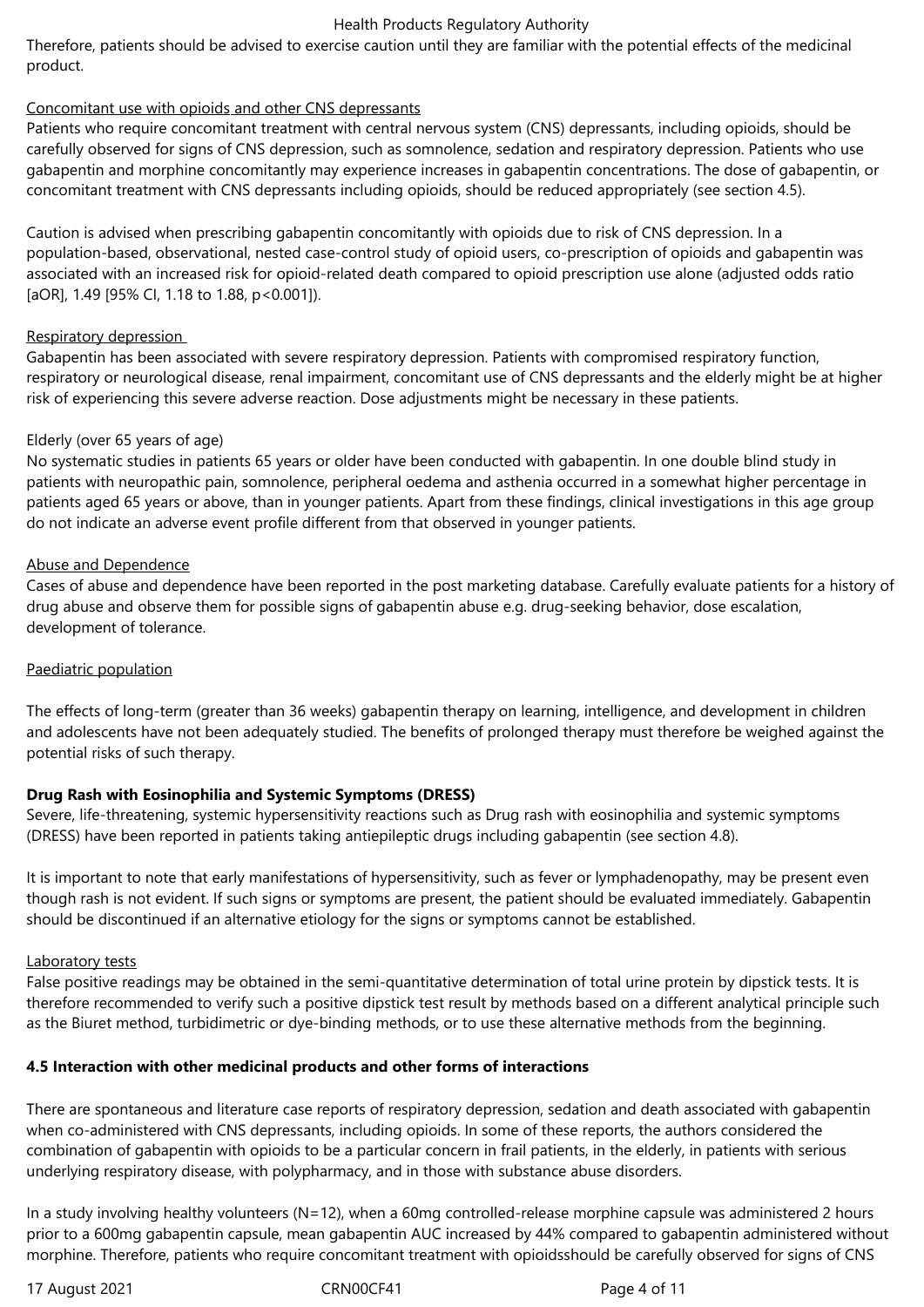Therefore, patients should be advised to exercise caution until they are familiar with the potential effects of the medicinal product.

Concomitant use with opioids and other CNS depressants

Patients who require concomitant treatment with central nervous system (CNS) depressants, including opioids, should be carefully observed for signs of CNS depression, such as somnolence, sedation and respiratory depression. Patients who use gabapentin and morphine concomitantly may experience increases in gabapentin concentrations. The dose of gabapentin, or concomitant treatment with CNS depressants including opioids, should be reduced appropriately (see section 4.5).

Caution is advised when prescribing gabapentin concomitantly with opioids due to risk of CNS depression. In a population-based, observational, nested case-control study of opioid users, co-prescription of opioids and gabapentin was associated with an increased risk for opioid-related death compared to opioid prescription use alone (adjusted odds ratio [aOR], 1.49 [95% CI, 1.18 to 1.88, p<0.001]).

Respiratory depression

Gabapentin has been associated with severe respiratory depression. Patients with compromised respiratory function, respiratory or neurological disease, renal impairment, concomitant use of CNS depressants and the elderly might be at higher risk of experiencing this severe adverse reaction. Dose adjustments might be necessary in these patients.

Elderly (over 65 years of age)

No systematic studies in patients 65 years or older have been conducted with gabapentin. In one double blind study in patients with neuropathic pain, somnolence, peripheral oedema and asthenia occurred in a somewhat higher percentage in patients aged 65 years or above, than in younger patients. Apart from these findings, clinical investigations in this age group do not indicate an adverse event profile different from that observed in younger patients.

Abuse and Dependence

Cases of abuse and dependence have been reported in the post marketing database. Carefully evaluate patients for a history of drug abuse and observe them for possible signs of gabapentin abuse e.g. drug-seeking behavior, dose escalation, development of tolerance.

Paediatric population

The effects of long-term (greater than 36 weeks) gabapentin therapy on learning, intelligence, and development in children and adolescents have not been adequately studied. The benefits of prolonged therapy must therefore be weighed against the potential risks of such therapy.

**Drug Rash with Eosinophilia and Systemic Symptoms (DRESS)**

Severe, life-threatening, systemic hypersensitivity reactions such as Drug rash with eosinophilia and systemic symptoms (DRESS) have been reported in patients taking antiepileptic drugs including gabapentin (see section 4.8).

It is important to note that early manifestations of hypersensitivity, such as fever or lymphadenopathy, may be present even though rash is not evident. If such signs or symptoms are present, the patient should be evaluated immediately. Gabapentin should be discontinued if an alternative etiology for the signs or symptoms cannot be established.

Laboratory tests

False positive readings may be obtained in the semi-quantitative determination of total urine protein by dipstick tests. It is therefore recommended to verify such a positive dipstick test result by methods based on a different analytical principle such as the Biuret method, turbidimetric or dye-binding methods, or to use these alternative methods from the beginning.

**4.5 Interaction with other medicinal products and other forms of interactions**

There are spontaneous and literature case reports of respiratory depression, sedation and death associated with gabapentin when co-administered with CNS depressants, including opioids. In some of these reports, the authors considered the combination of gabapentin with opioids to be a particular concern in frail patients, in the elderly, in patients with serious underlying respiratory disease, with polypharmacy, and in those with substance abuse disorders.

In a study involving healthy volunteers (N=12), when a 60mg controlled-release morphine capsule was administered 2 hours prior to a 600mg gabapentin capsule, mean gabapentin AUC increased by 44% compared to gabapentin administered without morphine. Therefore, patients who require concomitant treatment with opioidsshould be carefully observed for signs of CNS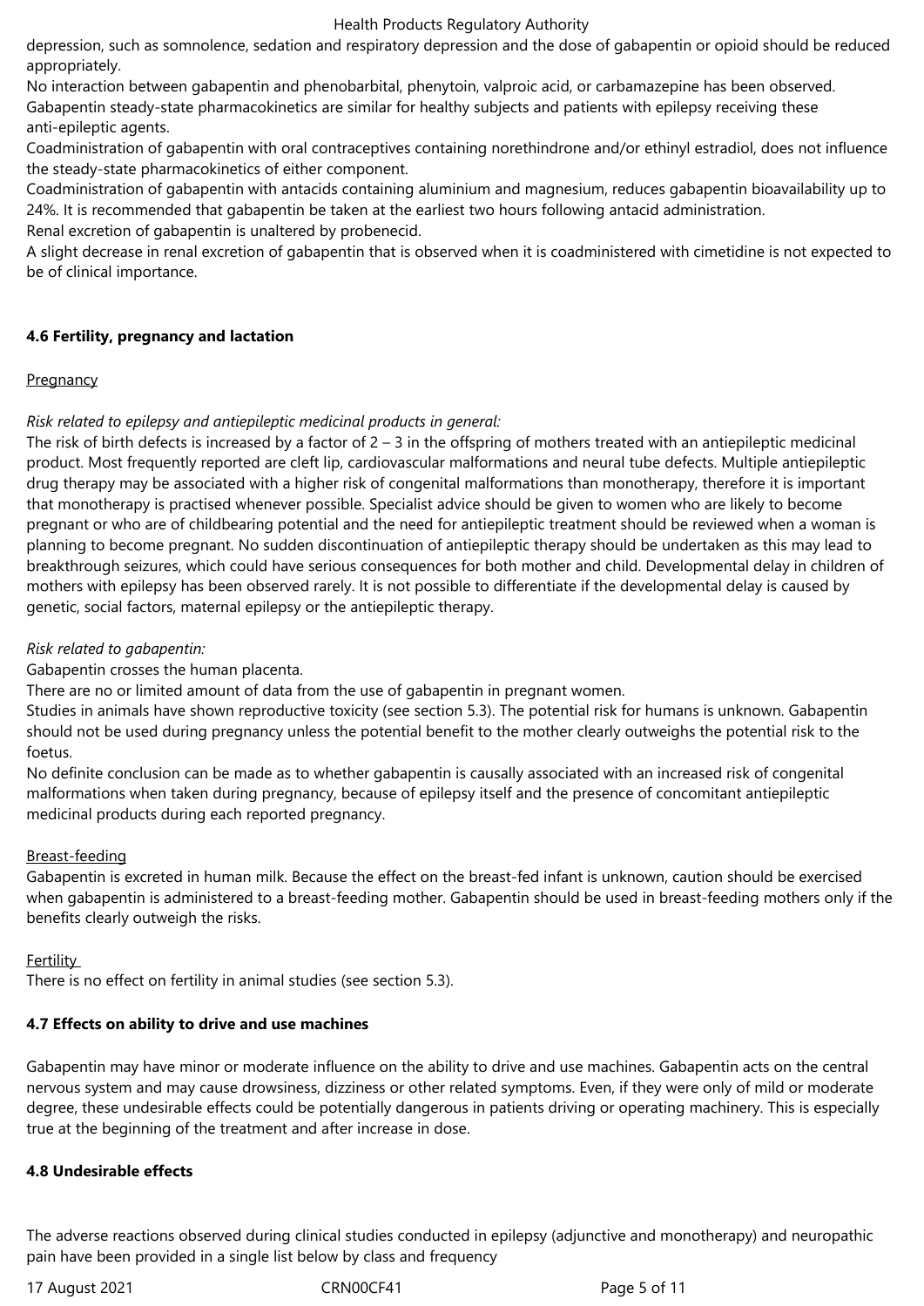depression, such as somnolence, sedation and respiratory depression and the dose of gabapentin or opioid should be reduced appropriately.

No interaction between gabapentin and phenobarbital, phenytoin, valproic acid, or carbamazepine has been observed. Gabapentin steady-state pharmacokinetics are similar for healthy subjects and patients with epilepsy receiving these anti-epileptic agents.

Coadministration of gabapentin with oral contraceptives containing norethindrone and/or ethinyl estradiol, does not influence the steady-state pharmacokinetics of either component.

Coadministration of gabapentin with antacids containing aluminium and magnesium, reduces gabapentin bioavailability up to 24%. It is recommended that gabapentin be taken at the earliest two hours following antacid administration.

Renal excretion of gabapentin is unaltered by probenecid.

A slight decrease in renal excretion of gabapentin that is observed when it is coadministered with cimetidine is not expected to be of clinical importance.

## 4.6 Fertility, pregnancy and lactation

Pregnancy

*Risk related to epilepsy and antiepileptic medicinal products in general:*

The risk of birth defects is increased by a factor of 2 – 3 in the offspring of mothers treated with an antiepileptic medicinal product. Most frequently reported are cleft lip, cardiovascular malformations and neural tube defects. Multiple antiepileptic drug therapy may be associated with a higher risk of congenital malformations than monotherapy, therefore it is important that monotherapy is practised whenever possible. Specialist advice should be given to women who are likely to become pregnant or who are of childbearing potential and the need for antiepileptic treatment should be reviewed when a woman is planning to become pregnant. No sudden discontinuation of antiepileptic therapy should be undertaken as this may lead to breakthrough seizures, which could have serious consequences for both mother and child. Developmental delay in children of mothers with epilepsy has been observed rarely. It is not possible to differentiate if the developmental delay is caused by genetic, social factors, maternal epilepsy or the antiepileptic therapy.

*Risk related to gabapentin:*

Gabapentin crosses the human placenta.

There are no or limited amount of data from the use of gabapentin in pregnant women.

Studies in animals have shown reproductive toxicity (see section 5.3). The potential risk for humans is unknown. Gabapentin should not be used during pregnancy unless the potential benefit to the mother clearly outweighs the potential risk to the foetus.

No definite conclusion can be made as to whether gabapentin is causally associated with an increased risk of congenital malformations when taken during pregnancy, because of epilepsy itself and the presence of concomitant antiepileptic medicinal products during each reported pregnancy.

Breast-feeding

Gabapentin is excreted in human milk. Because the effect on the breast-fed infant is unknown, caution should be exercised when gabapentin is administered to a breast-feeding mother. Gabapentin should be used in breast-feeding mothers only if the benefits clearly outweigh the risks.

Fertility

There is no effect on fertility in animal studies (see section 5.3).

## 4.7 Effects on ability to drive and use machines

Gabapentin may have minor or moderate influence on the ability to drive and use machines. Gabapentin acts on the central nervous system and may cause drowsiness, dizziness or other related symptoms. Even, if they were only of mild or moderate degree, these undesirable effects could be potentially dangerous in patients driving or operating machinery. This is especially true at the beginning of the treatment and after increase in dose.

## 4.8 Undesirable effects

The adverse reactions observed during clinical studies conducted in epilepsy (adjunctive and monotherapy) and neuropathic pain have been provided in a single list below by class and frequency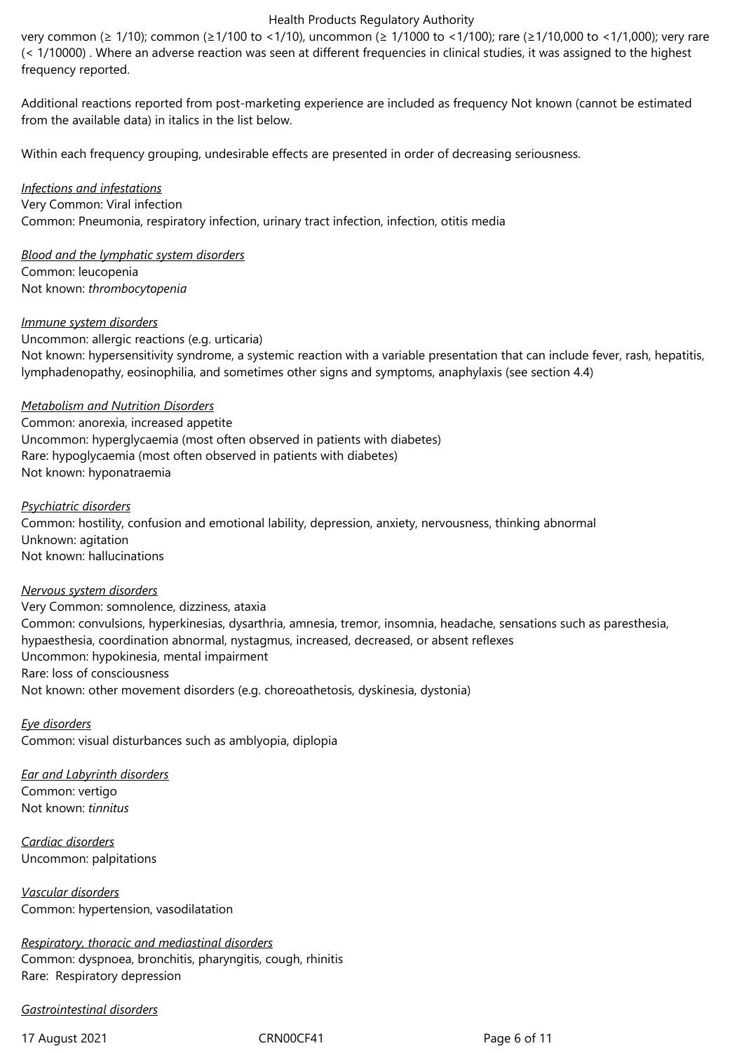very common (≥ 1/10); common (≥1/100 to <1/10), uncommon (≥ 1/1000 to <1/100); rare (≥1/10,000 to <1/1,000); very rare (< 1/10000) . Where an adverse reaction was seen at different frequencies in clinical studies, it was assigned to the highest frequency reported.

Additional reactions reported from post-marketing experience are included as frequency Not known (cannot be estimated from the available data) in italics in the list below.

Within each frequency grouping, undesirable effects are presented in order of decreasing seriousness.

*Infections and infestations*
Very Common: Viral infection
Common: Pneumonia, respiratory infection, urinary tract infection, infection, otitis media

*Blood and the lymphatic system disorders*
Common: leucopenia
Not known: *thrombocytopenia*

*Immune system disorders*
Uncommon: allergic reactions (e.g. urticaria)
Not known: hypersensitivity syndrome, a systemic reaction with a variable presentation that can include fever, rash, hepatitis, lymphadenopathy, eosinophilia, and sometimes other signs and symptoms, anaphylaxis (see section 4.4)

*Metabolism and Nutrition Disorders*
Common: anorexia, increased appetite
Uncommon: hyperglycaemia (most often observed in patients with diabetes)
Rare: hypoglycaemia (most often observed in patients with diabetes)
Not known: hyponatraemia

*Psychiatric disorders*
Common: hostility, confusion and emotional lability, depression, anxiety, nervousness, thinking abnormal
Unknown: agitation
Not known: hallucinations

*Nervous system disorders*
Very Common: somnolence, dizziness, ataxia
Common: convulsions, hyperkinesias, dysarthria, amnesia, tremor, insomnia, headache, sensations such as paresthesia, hypaesthesia, coordination abnormal, nystagmus, increased, decreased, or absent reflexes
Uncommon: hypokinesia, mental impairment
Rare: loss of consciousness
Not known: other movement disorders (e.g. choreoathetosis, dyskinesia, dystonia)

*Eye disorders*
Common: visual disturbances such as amblyopia, diplopia

*Ear and Labyrinth disorders*
Common: vertigo
Not known: *tinnitus*

*Cardiac disorders*
Uncommon: palpitations

*Vascular disorders*
Common: hypertension, vasodilatation

*Respiratory, thoracic and mediastinal disorders*
Common: dyspnoea, bronchitis, pharyngitis, cough, rhinitis
Rare: Respiratory depression

*Gastrointestinal disorders*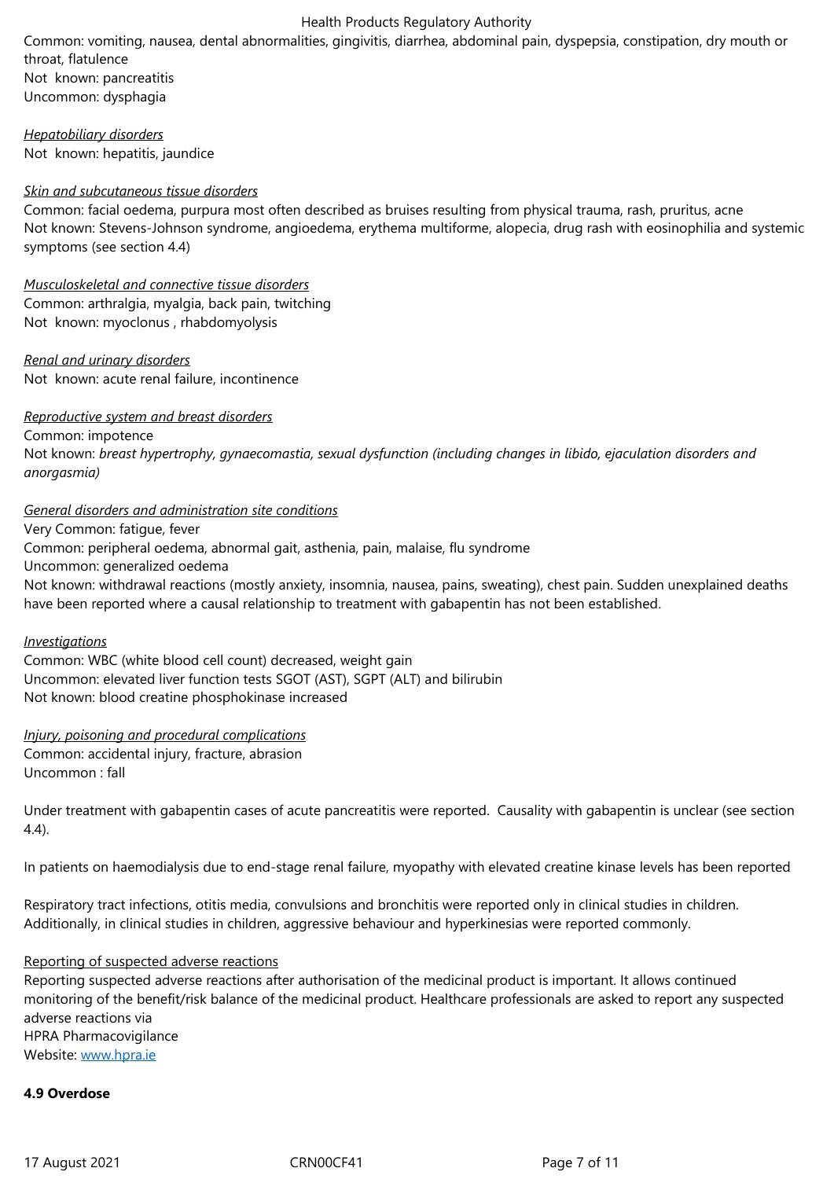Common: vomiting, nausea, dental abnormalities, gingivitis, diarrhea, abdominal pain, dyspepsia, constipation, dry mouth or throat, flatulence
Not known: pancreatitis
Uncommon: dysphagia

*Hepatobiliary disorders*
Not known: hepatitis, jaundice

*Skin and subcutaneous tissue disorders*
Common: facial oedema, purpura most often described as bruises resulting from physical trauma, rash, pruritus, acne
Not known: Stevens-Johnson syndrome, angioedema, erythema multiforme, alopecia, drug rash with eosinophilia and systemic symptoms (see section 4.4)

*Musculoskeletal and connective tissue disorders*
Common: arthralgia, myalgia, back pain, twitching
Not known: myoclonus , rhabdomyolysis

*Renal and urinary disorders*
Not known: acute renal failure, incontinence

*Reproductive system and breast disorders*
Common: impotence
Not known: *breast hypertrophy, gynaecomastia, sexual dysfunction (including changes in libido, ejaculation disorders and anorgasmia)*

*General disorders and administration site conditions*
Very Common: fatigue, fever
Common: peripheral oedema, abnormal gait, asthenia, pain, malaise, flu syndrome
Uncommon: generalized oedema
Not known: withdrawal reactions (mostly anxiety, insomnia, nausea, pains, sweating), chest pain. Sudden unexplained deaths have been reported where a causal relationship to treatment with gabapentin has not been established.

*Investigations*
Common: WBC (white blood cell count) decreased, weight gain
Uncommon: elevated liver function tests SGOT (AST), SGPT (ALT) and bilirubin
Not known: blood creatine phosphokinase increased

*Injury, poisoning and procedural complications*
Common: accidental injury, fracture, abrasion
Uncommon : fall

Under treatment with gabapentin cases of acute pancreatitis were reported. Causality with gabapentin is unclear (see section 4.4).

In patients on haemodialysis due to end-stage renal failure, myopathy with elevated creatine kinase levels has been reported

Respiratory tract infections, otitis media, convulsions and bronchitis were reported only in clinical studies in children. Additionally, in clinical studies in children, aggressive behaviour and hyperkinesias were reported commonly.

Reporting of suspected adverse reactions
Reporting suspected adverse reactions after authorisation of the medicinal product is important. It allows continued monitoring of the benefit/risk balance of the medicinal product. Healthcare professionals are asked to report any suspected adverse reactions via
HPRA Pharmacovigilance
Website: www.hpra.ie

**4.9 Overdose**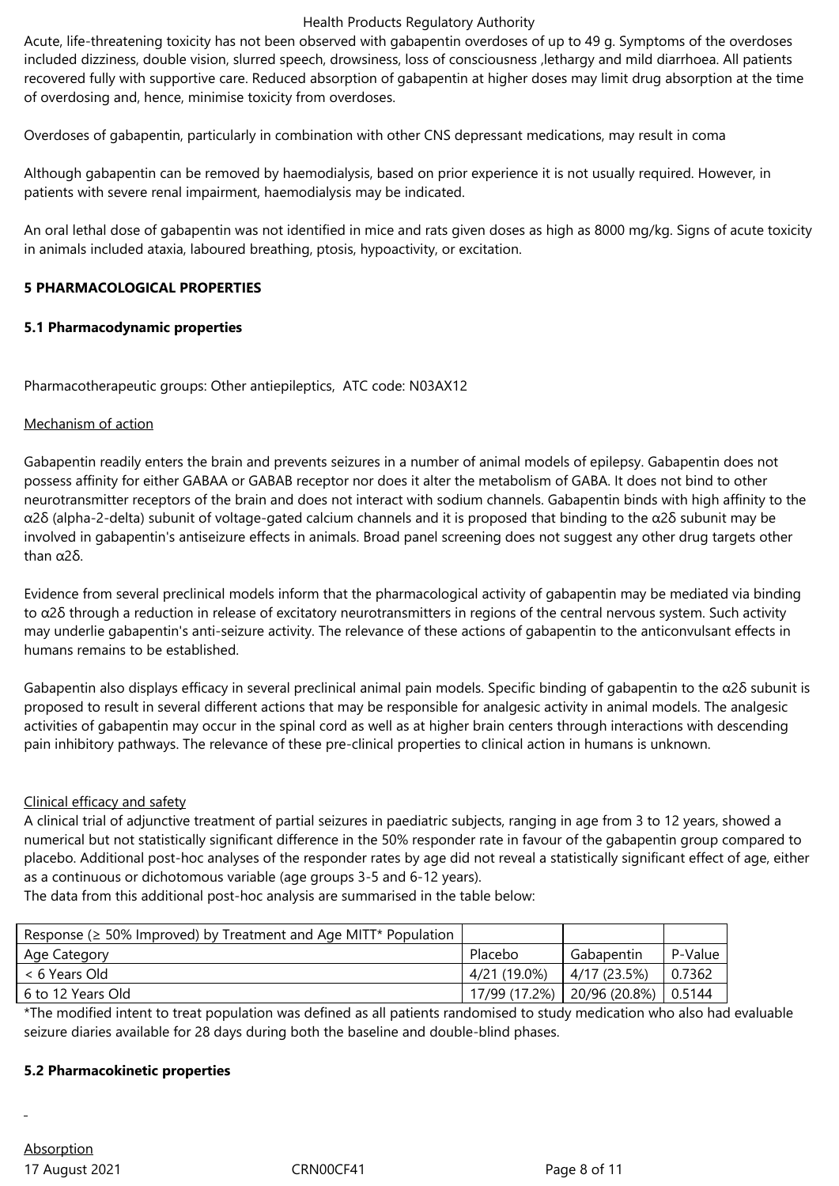Acute, life-threatening toxicity has not been observed with gabapentin overdoses of up to 49 g. Symptoms of the overdoses included dizziness, double vision, slurred speech, drowsiness, loss of consciousness ,lethargy and mild diarrhoea. All patients recovered fully with supportive care. Reduced absorption of gabapentin at higher doses may limit drug absorption at the time of overdosing and, hence, minimise toxicity from overdoses.

Overdoses of gabapentin, particularly in combination with other CNS depressant medications, may result in coma

Although gabapentin can be removed by haemodialysis, based on prior experience it is not usually required. However, in patients with severe renal impairment, haemodialysis may be indicated.

An oral lethal dose of gabapentin was not identified in mice and rats given doses as high as 8000 mg/kg. Signs of acute toxicity in animals included ataxia, laboured breathing, ptosis, hypoactivity, or excitation.

## 5 PHARMACOLOGICAL PROPERTIES

### 5.1 Pharmacodynamic properties

Pharmacotherapeutic groups: Other antiepileptics, ATC code: N03AX12

Mechanism of action

Gabapentin readily enters the brain and prevents seizures in a number of animal models of epilepsy. Gabapentin does not possess affinity for either GABAA or GABAB receptor nor does it alter the metabolism of GABA. It does not bind to other neurotransmitter receptors of the brain and does not interact with sodium channels. Gabapentin binds with high affinity to the α2δ (alpha-2-delta) subunit of voltage-gated calcium channels and it is proposed that binding to the α2δ subunit may be involved in gabapentin's antiseizure effects in animals. Broad panel screening does not suggest any other drug targets other than α2δ.

Evidence from several preclinical models inform that the pharmacological activity of gabapentin may be mediated via binding to α2δ through a reduction in release of excitatory neurotransmitters in regions of the central nervous system. Such activity may underlie gabapentin's anti-seizure activity. The relevance of these actions of gabapentin to the anticonvulsant effects in humans remains to be established.

Gabapentin also displays efficacy in several preclinical animal pain models. Specific binding of gabapentin to the α2δ subunit is proposed to result in several different actions that may be responsible for analgesic activity in animal models. The analgesic activities of gabapentin may occur in the spinal cord as well as at higher brain centers through interactions with descending pain inhibitory pathways. The relevance of these pre-clinical properties to clinical action in humans is unknown.

Clinical efficacy and safety

A clinical trial of adjunctive treatment of partial seizures in paediatric subjects, ranging in age from 3 to 12 years, showed a numerical but not statistically significant difference in the 50% responder rate in favour of the gabapentin group compared to placebo. Additional post-hoc analyses of the responder rates by age did not reveal a statistically significant effect of age, either as a continuous or dichotomous variable (age groups 3-5 and 6-12 years).
The data from this additional post-hoc analysis are summarised in the table below:

| Response (≥ 50% Improved) by Treatment and Age MITT* Population | | | |
|---|---|---|---|
| Age Category | Placebo | Gabapentin | P-Value |
| < 6 Years Old | 4/21 (19.0%) | 4/17 (23.5%) | 0.7362 |
| 6 to 12 Years Old | 17/99 (17.2%) | 20/96 (20.8%) | 0.5144 |

*The modified intent to treat population was defined as all patients randomised to study medication who also had evaluable seizure diaries available for 28 days during both the baseline and double-blind phases.

### 5.2 Pharmacokinetic properties

Absorption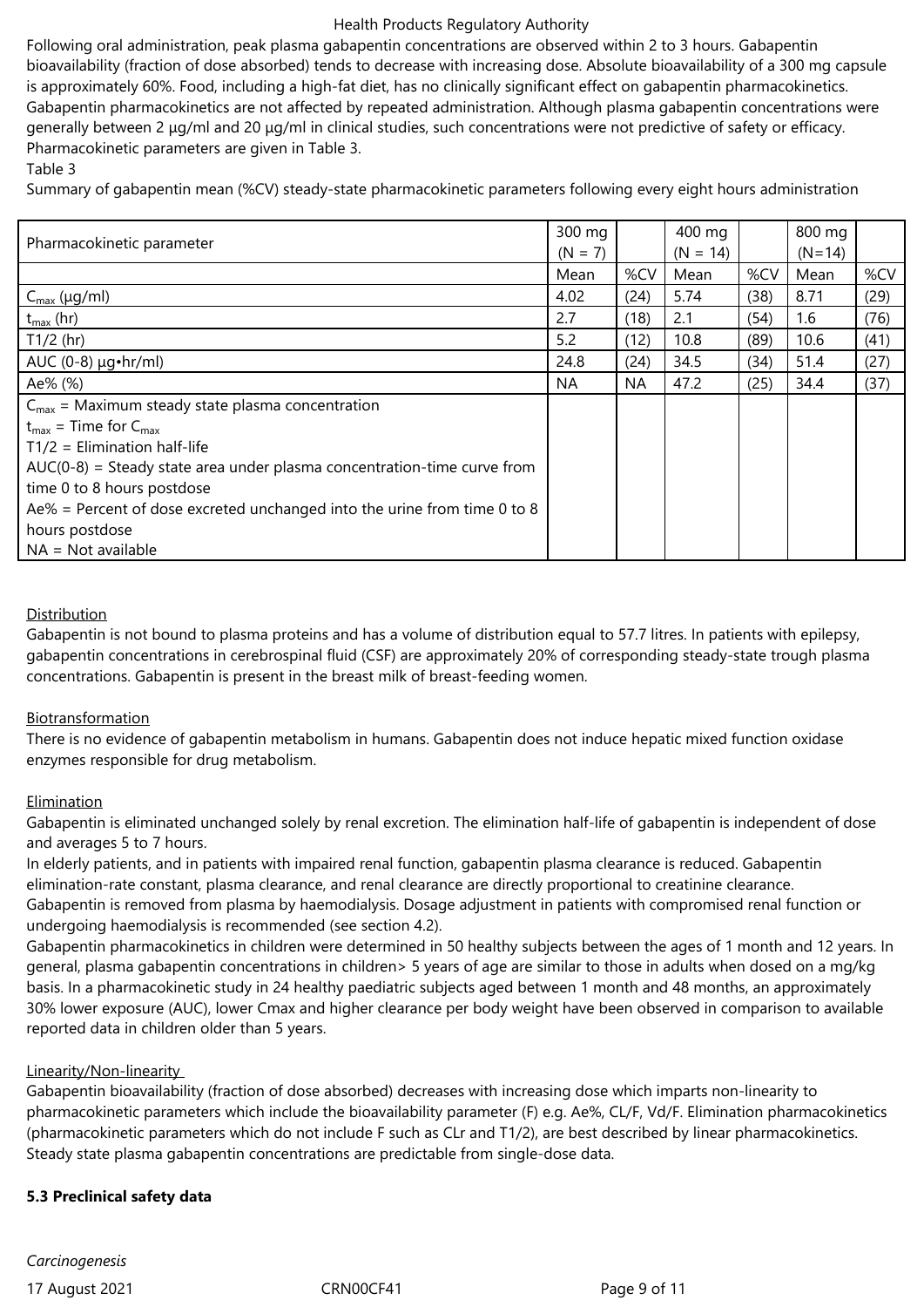Following oral administration, peak plasma gabapentin concentrations are observed within 2 to 3 hours. Gabapentin bioavailability (fraction of dose absorbed) tends to decrease with increasing dose. Absolute bioavailability of a 300 mg capsule is approximately 60%. Food, including a high-fat diet, has no clinically significant effect on gabapentin pharmacokinetics. Gabapentin pharmacokinetics are not affected by repeated administration. Although plasma gabapentin concentrations were generally between 2 µg/ml and 20 µg/ml in clinical studies, such concentrations were not predictive of safety or efficacy. Pharmacokinetic parameters are given in Table 3.

Table 3

Summary of gabapentin mean (%CV) steady-state pharmacokinetic parameters following every eight hours administration

| Pharmacokinetic parameter | 300 mg (N = 7) | | 400 mg (N = 14) | | 800 mg (N=14) | |
|---|---|---|---|---|---|---|
| | Mean | %CV | Mean | %CV | Mean | %CV |
| $C_{max}$ (µg/ml) | 4.02 | (24) | 5.74 | (38) | 8.71 | (29) |
| $t_{max}$ (hr) | 2.7 | (18) | 2.1 | (54) | 1.6 | (76) |
| T1/2 (hr) | 5.2 | (12) | 10.8 | (89) | 10.6 | (41) |
| AUC (0-8) µg•hr/ml) | 24.8 | (24) | 34.5 | (34) | 51.4 | (27) |
| Ae% (%) | NA | NA | 47.2 | (25) | 34.4 | (37) |
| $C_{max}$ = Maximum steady state plasma concentration<br>$t_{max}$ = Time for $C_{max}$<br>T1/2 = Elimination half-life<br>AUC(0-8) = Steady state area under plasma concentration-time curve from time 0 to 8 hours postdose<br>Ae% = Percent of dose excreted unchanged into the urine from time 0 to 8 hours postdose<br>NA = Not available | | | | | | |

Distribution

Gabapentin is not bound to plasma proteins and has a volume of distribution equal to 57.7 litres. In patients with epilepsy, gabapentin concentrations in cerebrospinal fluid (CSF) are approximately 20% of corresponding steady-state trough plasma concentrations. Gabapentin is present in the breast milk of breast-feeding women.

Biotransformation

There is no evidence of gabapentin metabolism in humans. Gabapentin does not induce hepatic mixed function oxidase enzymes responsible for drug metabolism.

Elimination

Gabapentin is eliminated unchanged solely by renal excretion. The elimination half-life of gabapentin is independent of dose and averages 5 to 7 hours.

In elderly patients, and in patients with impaired renal function, gabapentin plasma clearance is reduced. Gabapentin elimination-rate constant, plasma clearance, and renal clearance are directly proportional to creatinine clearance.

Gabapentin is removed from plasma by haemodialysis. Dosage adjustment in patients with compromised renal function or undergoing haemodialysis is recommended (see section 4.2).

Gabapentin pharmacokinetics in children were determined in 50 healthy subjects between the ages of 1 month and 12 years. In general, plasma gabapentin concentrations in children> 5 years of age are similar to those in adults when dosed on a mg/kg basis. In a pharmacokinetic study in 24 healthy paediatric subjects aged between 1 month and 48 months, an approximately 30% lower exposure (AUC), lower Cmax and higher clearance per body weight have been observed in comparison to available reported data in children older than 5 years.

Linearity/Non-linearity

Gabapentin bioavailability (fraction of dose absorbed) decreases with increasing dose which imparts non-linearity to pharmacokinetic parameters which include the bioavailability parameter (F) e.g. Ae%, CL/F, Vd/F. Elimination pharmacokinetics (pharmacokinetic parameters which do not include F such as CLr and T1/2), are best described by linear pharmacokinetics. Steady state plasma gabapentin concentrations are predictable from single-dose data.

**5.3 Preclinical safety data**

*Carcinogenesis*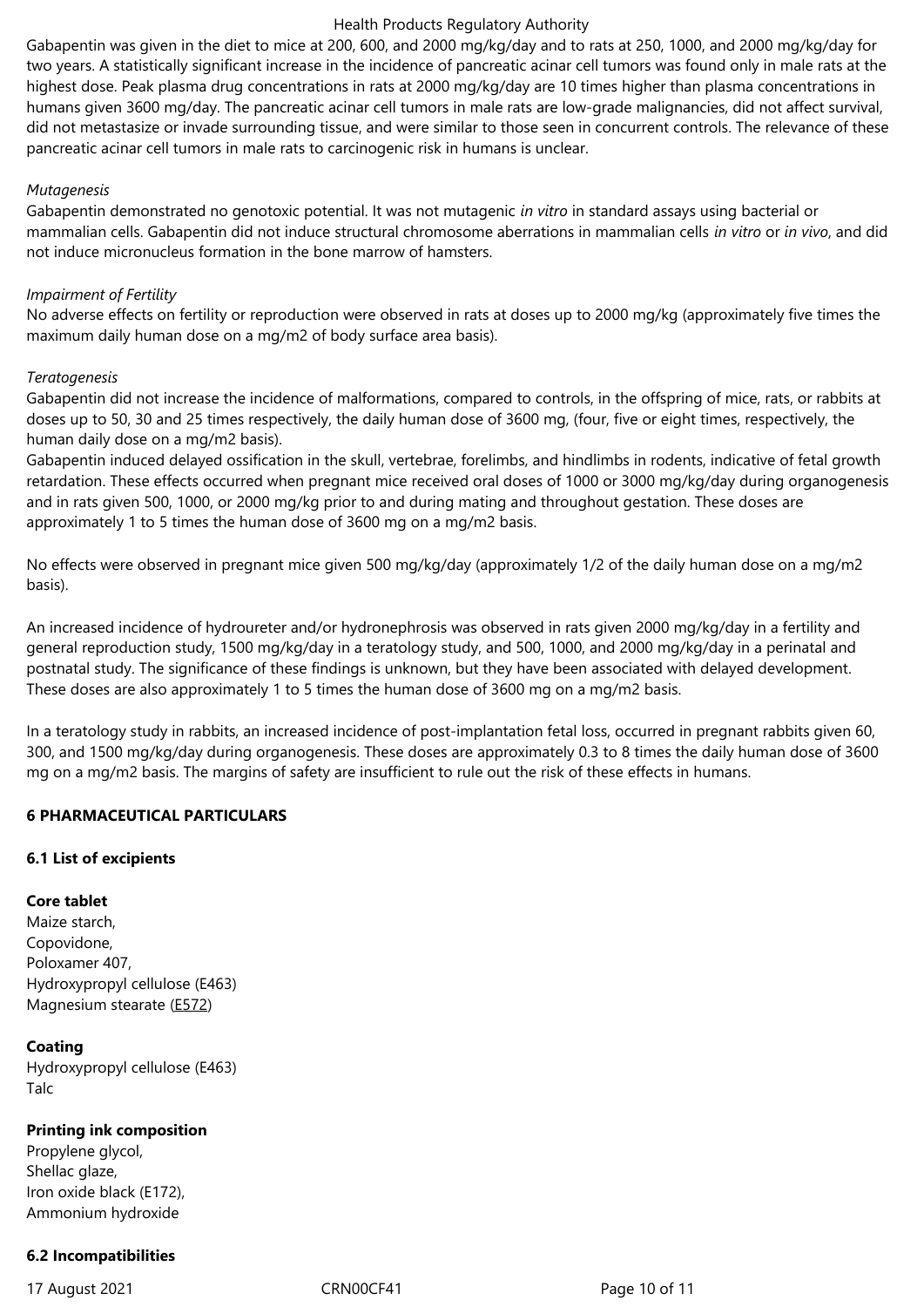Gabapentin was given in the diet to mice at 200, 600, and 2000 mg/kg/day and to rats at 250, 1000, and 2000 mg/kg/day for two years. A statistically significant increase in the incidence of pancreatic acinar cell tumors was found only in male rats at the highest dose. Peak plasma drug concentrations in rats at 2000 mg/kg/day are 10 times higher than plasma concentrations in humans given 3600 mg/day. The pancreatic acinar cell tumors in male rats are low-grade malignancies, did not affect survival, did not metastasize or invade surrounding tissue, and were similar to those seen in concurrent controls. The relevance of these pancreatic acinar cell tumors in male rats to carcinogenic risk in humans is unclear.

*Mutagenesis*
Gabapentin demonstrated no genotoxic potential. It was not mutagenic *in vitro* in standard assays using bacterial or mammalian cells. Gabapentin did not induce structural chromosome aberrations in mammalian cells *in vitro* or *in vivo*, and did not induce micronucleus formation in the bone marrow of hamsters.

*Impairment of Fertility*
No adverse effects on fertility or reproduction were observed in rats at doses up to 2000 mg/kg (approximately five times the maximum daily human dose on a mg/m2 of body surface area basis).

*Teratogenesis*
Gabapentin did not increase the incidence of malformations, compared to controls, in the offspring of mice, rats, or rabbits at doses up to 50, 30 and 25 times respectively, the daily human dose of 3600 mg, (four, five or eight times, respectively, the human daily dose on a mg/m2 basis).
Gabapentin induced delayed ossification in the skull, vertebrae, forelimbs, and hindlimbs in rodents, indicative of fetal growth retardation. These effects occurred when pregnant mice received oral doses of 1000 or 3000 mg/kg/day during organogenesis and in rats given 500, 1000, or 2000 mg/kg prior to and during mating and throughout gestation. These doses are approximately 1 to 5 times the human dose of 3600 mg on a mg/m2 basis.

No effects were observed in pregnant mice given 500 mg/kg/day (approximately 1/2 of the daily human dose on a mg/m2 basis).

An increased incidence of hydroureter and/or hydronephrosis was observed in rats given 2000 mg/kg/day in a fertility and general reproduction study, 1500 mg/kg/day in a teratology study, and 500, 1000, and 2000 mg/kg/day in a perinatal and postnatal study. The significance of these findings is unknown, but they have been associated with delayed development. These doses are also approximately 1 to 5 times the human dose of 3600 mg on a mg/m2 basis.

In a teratology study in rabbits, an increased incidence of post-implantation fetal loss, occurred in pregnant rabbits given 60, 300, and 1500 mg/kg/day during organogenesis. These doses are approximately 0.3 to 8 times the daily human dose of 3600 mg on a mg/m2 basis. The margins of safety are insufficient to rule out the risk of these effects in humans.

## 6 PHARMACEUTICAL PARTICULARS

### 6.1 List of excipients

**Core tablet**
Maize starch,
Copovidone,
Poloxamer 407,
Hydroxypropyl cellulose (E463)
Magnesium stearate (E572)

**Coating**
Hydroxypropyl cellulose (E463)
Talc

**Printing ink composition**
Propylene glycol,
Shellac glaze,
Iron oxide black (E172),
Ammonium hydroxide

### 6.2 Incompatibilities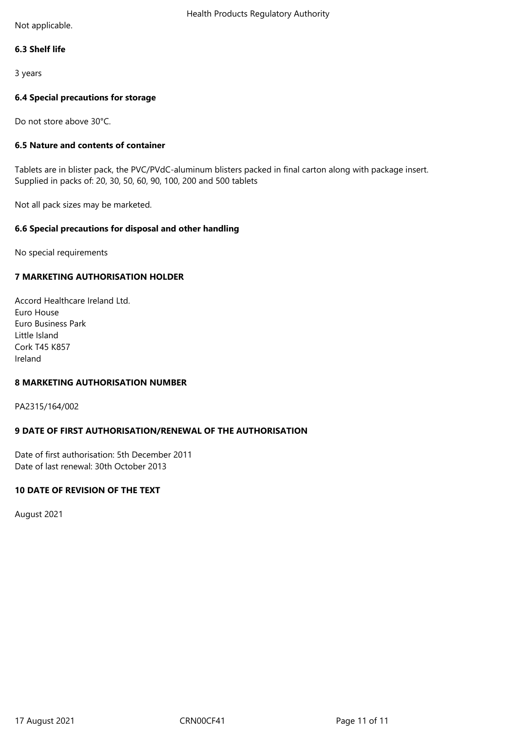Not applicable.

### 6.3 Shelf life

3 years

### 6.4 Special precautions for storage

Do not store above 30°C.

### 6.5 Nature and contents of container

Tablets are in blister pack, the PVC/PVdC-aluminum blisters packed in final carton along with package insert.
Supplied in packs of: 20, 30, 50, 60, 90, 100, 200 and 500 tablets

Not all pack sizes may be marketed.

### 6.6 Special precautions for disposal and other handling

No special requirements

## 7 MARKETING AUTHORISATION HOLDER

Accord Healthcare Ireland Ltd.
Euro House
Euro Business Park
Little Island
Cork T45 K857
Ireland

## 8 MARKETING AUTHORISATION NUMBER

PA2315/164/002

## 9 DATE OF FIRST AUTHORISATION/RENEWAL OF THE AUTHORISATION

Date of first authorisation: 5th December 2011
Date of last renewal: 30th October 2013

## 10 DATE OF REVISION OF THE TEXT

August 2021